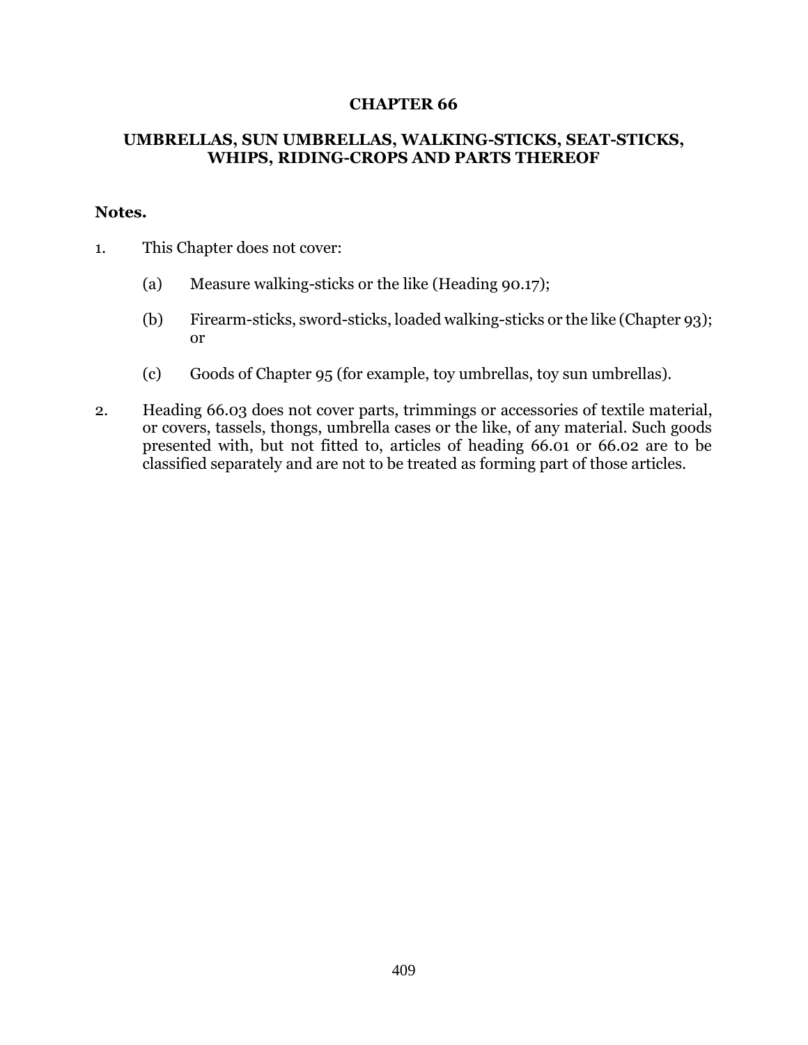# CHAPTER 66

## UMBRELLAS, SUN UMBRELLAS, WALKING-STICKS, SEAT-STICKS, WHIPS, RIDING-CROPS AND PARTS THEREOF

**Notes.**

1. This Chapter does not cover:

   (a) Measure walking-sticks or the like (Heading 90.17);

   (b) Firearm-sticks, sword-sticks, loaded walking-sticks or the like (Chapter 93); or

   (c) Goods of Chapter 95 (for example, toy umbrellas, toy sun umbrellas).

2. Heading 66.03 does not cover parts, trimmings or accessories of textile material, or covers, tassels, thongs, umbrella cases or the like, of any material. Such goods presented with, but not fitted to, articles of heading 66.01 or 66.02 are to be classified separately and are not to be treated as forming part of those articles.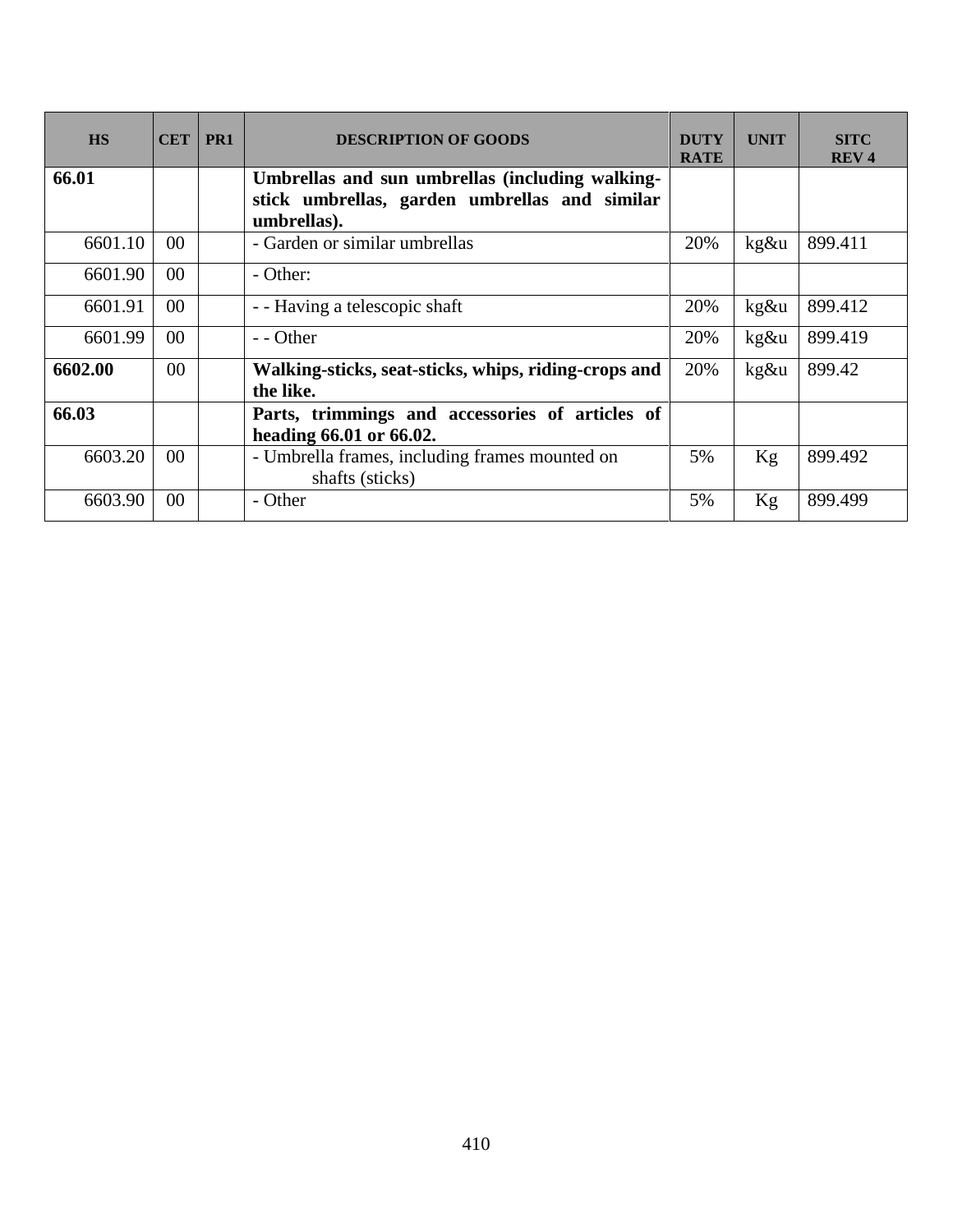| HS | CET | PR1 | DESCRIPTION OF GOODS | DUTY RATE | UNIT | SITC REV 4 |
|---|---|---|---|---|---|---|
| **66.01** | | | **Umbrellas and sun umbrellas (including walking-stick umbrellas, garden umbrellas and similar umbrellas).** | | | |
| 6601.10 | 00 | | - Garden or similar umbrellas | 20% | kg&u | 899.411 |
| 6601.90 | 00 | | - Other: | | | |
| 6601.91 | 00 | | - - Having a telescopic shaft | 20% | kg&u | 899.412 |
| 6601.99 | 00 | | - - Other | 20% | kg&u | 899.419 |
| **6602.00** | 00 | | **Walking-sticks, seat-sticks, whips, riding-crops and the like.** | 20% | kg&u | 899.42 |
| **66.03** | | | **Parts, trimmings and accessories of articles of heading 66.01 or 66.02.** | | | |
| 6603.20 | 00 | | - Umbrella frames, including frames mounted on shafts (sticks) | 5% | Kg | 899.492 |
| 6603.90 | 00 | | - Other | 5% | Kg | 899.499 |